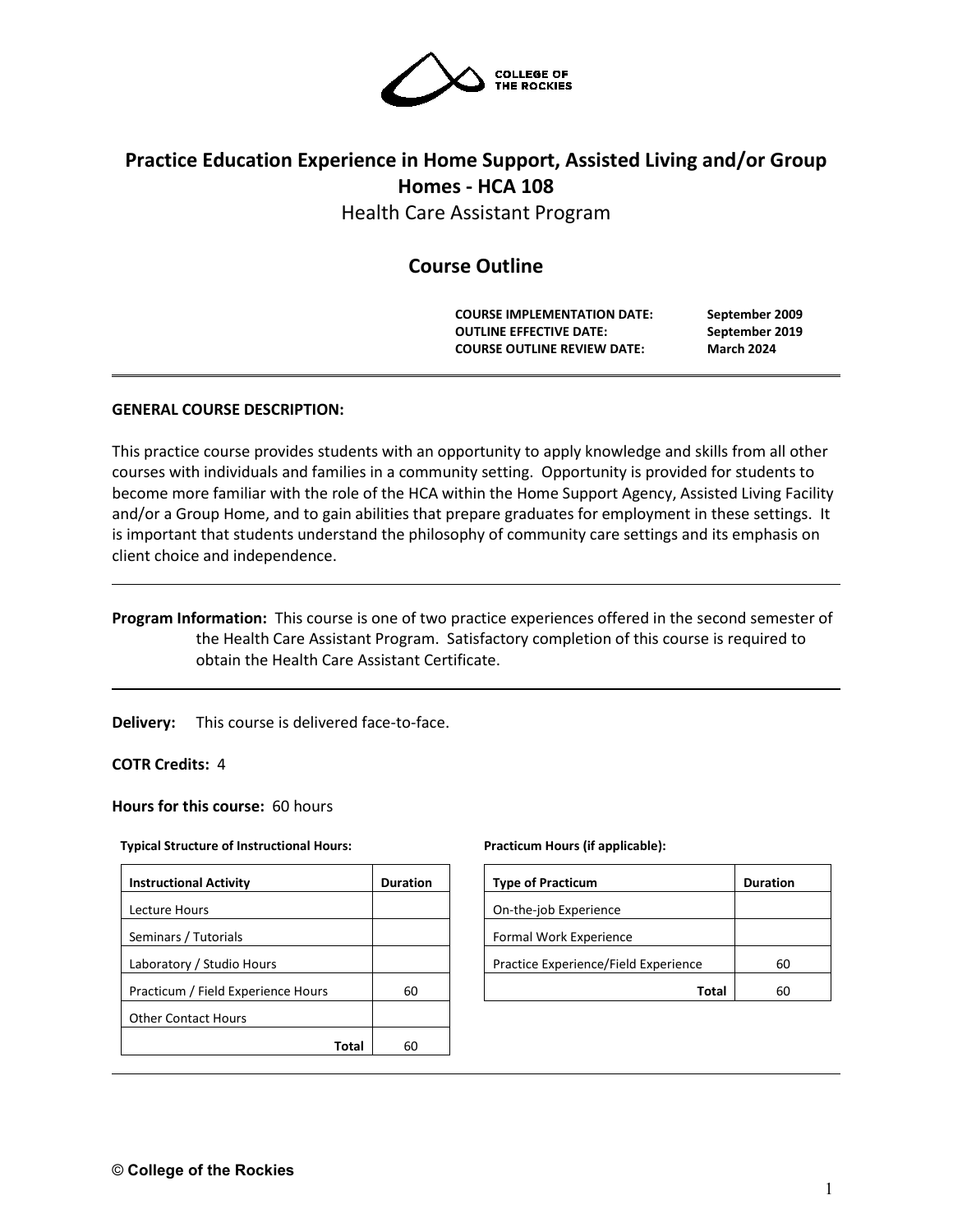# Practice Education Experience in Home Support, Assisted Living and/or Group Homes - HCA 108

Health Care Assistant Program

## Course Outline

**COURSE IMPLEMENTATION DATE:** September 2009
**OUTLINE EFFECTIVE DATE:** September 2019
**COURSE OUTLINE REVIEW DATE:** March 2024

---

**GENERAL COURSE DESCRIPTION:**

This practice course provides students with an opportunity to apply knowledge and skills from all other courses with individuals and families in a community setting. Opportunity is provided for students to become more familiar with the role of the HCA within the Home Support Agency, Assisted Living Facility and/or a Group Home, and to gain abilities that prepare graduates for employment in these settings. It is important that students understand the philosophy of community care settings and its emphasis on client choice and independence.

---

**Program Information:** This course is one of two practice experiences offered in the second semester of the Health Care Assistant Program. Satisfactory completion of this course is required to obtain the Health Care Assistant Certificate.

---

**Delivery:** This course is delivered face-to-face.

**COTR Credits:** 4

**Hours for this course:** 60 hours

**Typical Structure of Instructional Hours:**

| Instructional Activity | Duration |
|---|---|
| Lecture Hours | |
| Seminars / Tutorials | |
| Laboratory / Studio Hours | |
| Practicum / Field Experience Hours | 60 |
| Other Contact Hours | |
| **Total** | 60 |

**Practicum Hours (if applicable):**

| Type of Practicum | Duration |
|---|---|
| On-the-job Experience | |
| Formal Work Experience | |
| Practice Experience/Field Experience | 60 |
| **Total** | 60 |

---

© College of the Rockies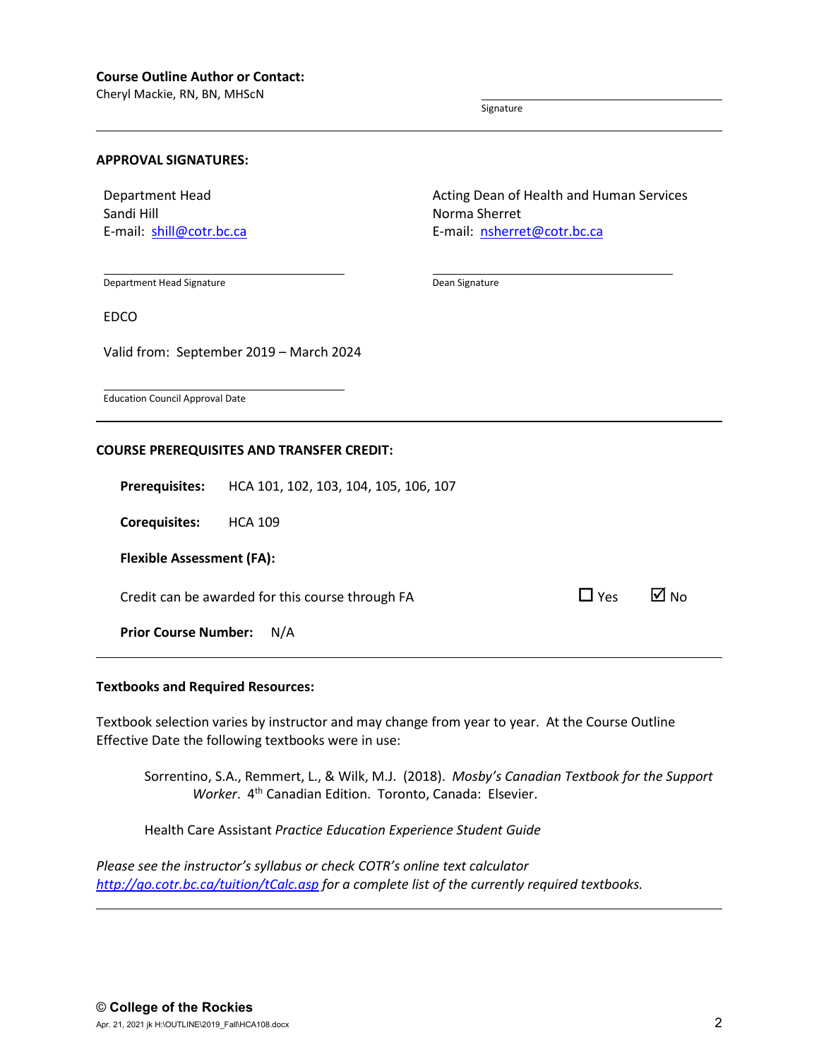**Course Outline Author or Contact:**
Cheryl Mackie, RN, BN, MHScN

Signature

---

**APPROVAL SIGNATURES:**

Department Head
Sandi Hill
E-mail: [shill@cotr.bc.ca](mailto:shill@cotr.bc.ca)

Acting Dean of Health and Human Services
Norma Sherret
E-mail: [nsherret@cotr.bc.ca](mailto:nsherret@cotr.bc.ca)

Department Head Signature

Dean Signature

EDCO

Valid from: September 2019 – March 2024

Education Council Approval Date

---

**COURSE PREREQUISITES AND TRANSFER CREDIT:**

**Prerequisites:** HCA 101, 102, 103, 104, 105, 106, 107

**Corequisites:** HCA 109

**Flexible Assessment (FA):**

Credit can be awarded for this course through FA ☐ Yes ☑ No

**Prior Course Number:** N/A

---

**Textbooks and Required Resources:**

Textbook selection varies by instructor and may change from year to year. At the Course Outline Effective Date the following textbooks were in use:

Sorrentino, S.A., Remmert, L., & Wilk, M.J. (2018). *Mosby's Canadian Textbook for the Support Worker*. 4th Canadian Edition. Toronto, Canada: Elsevier.

Health Care Assistant *Practice Education Experience Student Guide*

*Please see the instructor's syllabus or check COTR's online text calculator [http://go.cotr.bc.ca/tuition/tCalc.asp](http://go.cotr.bc.ca/tuition/tCalc.asp) for a complete list of the currently required textbooks.*

---

© College of the Rockies
Apr. 21, 2021 jk H:\OUTLINE\2019_Fall\HCA108.docx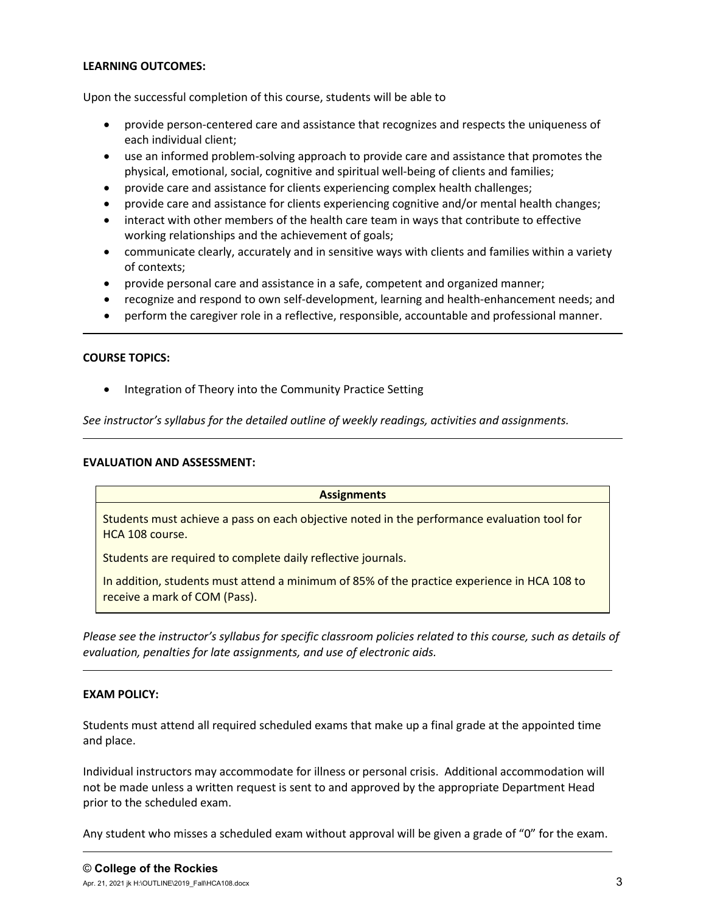**LEARNING OUTCOMES:**

Upon the successful completion of this course, students will be able to

- provide person-centered care and assistance that recognizes and respects the uniqueness of each individual client;
- use an informed problem-solving approach to provide care and assistance that promotes the physical, emotional, social, cognitive and spiritual well-being of clients and families;
- provide care and assistance for clients experiencing complex health challenges;
- provide care and assistance for clients experiencing cognitive and/or mental health changes;
- interact with other members of the health care team in ways that contribute to effective working relationships and the achievement of goals;
- communicate clearly, accurately and in sensitive ways with clients and families within a variety of contexts;
- provide personal care and assistance in a safe, competent and organized manner;
- recognize and respond to own self-development, learning and health-enhancement needs; and
- perform the caregiver role in a reflective, responsible, accountable and professional manner.

---

**COURSE TOPICS:**

- Integration of Theory into the Community Practice Setting

*See instructor's syllabus for the detailed outline of weekly readings, activities and assignments.*

---

**EVALUATION AND ASSESSMENT:**

| Assignments |
| --- |
| Students must achieve a pass on each objective noted in the performance evaluation tool for HCA 108 course.<br><br>Students are required to complete daily reflective journals.<br><br>In addition, students must attend a minimum of 85% of the practice experience in HCA 108 to receive a mark of COM (Pass). |

*Please see the instructor's syllabus for specific classroom policies related to this course, such as details of evaluation, penalties for late assignments, and use of electronic aids.*

---

**EXAM POLICY:**

Students must attend all required scheduled exams that make up a final grade at the appointed time and place.

Individual instructors may accommodate for illness or personal crisis. Additional accommodation will not be made unless a written request is sent to and approved by the appropriate Department Head prior to the scheduled exam.

Any student who misses a scheduled exam without approval will be given a grade of "0" for the exam.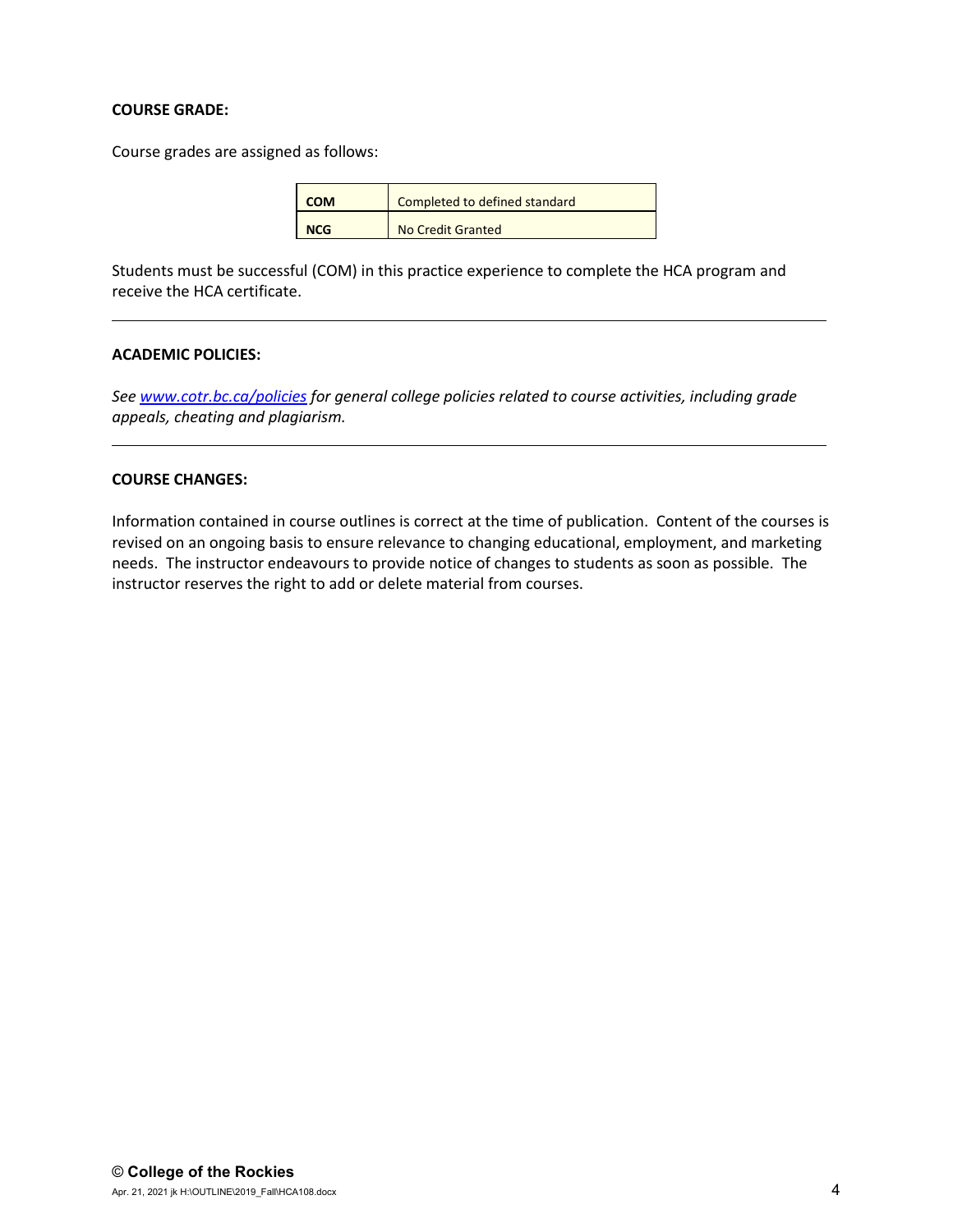**COURSE GRADE:**

Course grades are assigned as follows:

| | |
|---|---|
| **COM** | Completed to defined standard |
| **NCG** | No Credit Granted |

Students must be successful (COM) in this practice experience to complete the HCA program and receive the HCA certificate.

---

**ACADEMIC POLICIES:**

*See [www.cotr.bc.ca/policies](http://www.cotr.bc.ca/policies) for general college policies related to course activities, including grade appeals, cheating and plagiarism.*

---

**COURSE CHANGES:**

Information contained in course outlines is correct at the time of publication. Content of the courses is revised on an ongoing basis to ensure relevance to changing educational, employment, and marketing needs. The instructor endeavours to provide notice of changes to students as soon as possible. The instructor reserves the right to add or delete material from courses.